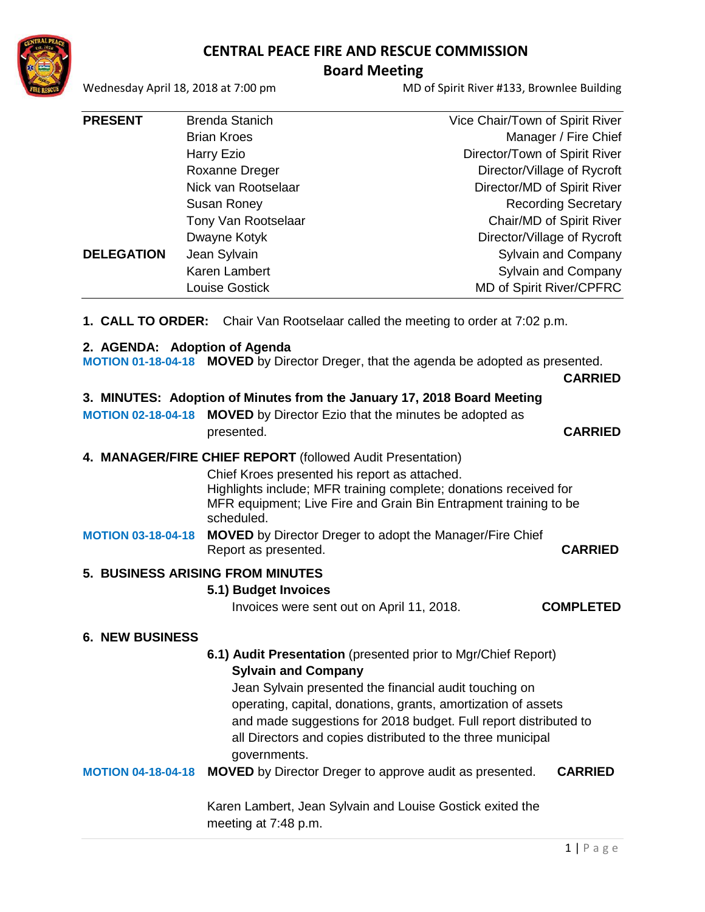# CENTRAL PEACE FIRE AND RESCUE COMMISSION

## Board Meeting

Wednesday April 18, 2018 at 7:00 pm — MD of Spirit River #133, Brownlee Building

| | | |
|---|---|---|
| **PRESENT** | Brenda Stanich | Vice Chair/Town of Spirit River |
| | Brian Kroes | Manager / Fire Chief |
| | Harry Ezio | Director/Town of Spirit River |
| | Roxanne Dreger | Director/Village of Rycroft |
| | Nick van Rootselaar | Director/MD of Spirit River |
| | Susan Roney | Recording Secretary |
| | Tony Van Rootselaar | Chair/MD of Spirit River |
| | Dwayne Kotyk | Director/Village of Rycroft |
| **DELEGATION** | Jean Sylvain | Sylvain and Company |
| | Karen Lambert | Sylvain and Company |
| | Louise Gostick | MD of Spirit River/CPFRC |

**1. CALL TO ORDER:** Chair Van Rootselaar called the meeting to order at 7:02 p.m.

**2. AGENDA: Adoption of Agenda**

**MOTION 01-18-04-18** **MOVED** by Director Dreger, that the agenda be adopted as presented. **CARRIED**

**3. MINUTES: Adoption of Minutes from the January 17, 2018 Board Meeting**

**MOTION 02-18-04-18** **MOVED** by Director Ezio that the minutes be adopted as presented. **CARRIED**

**4. MANAGER/FIRE CHIEF REPORT** (followed Audit Presentation)

Chief Kroes presented his report as attached.
Highlights include; MFR training complete; donations received for MFR equipment; Live Fire and Grain Bin Entrapment training to be scheduled.

**MOTION 03-18-04-18** **MOVED** by Director Dreger to adopt the Manager/Fire Chief Report as presented. **CARRIED**

**5. BUSINESS ARISING FROM MINUTES**

**5.1) Budget Invoices**

Invoices were sent out on April 11, 2018. **COMPLETED**

**6. NEW BUSINESS**

**6.1) Audit Presentation** (presented prior to Mgr/Chief Report)

**Sylvain and Company**

Jean Sylvain presented the financial audit touching on operating, capital, donations, grants, amortization of assets and made suggestions for 2018 budget. Full report distributed to all Directors and copies distributed to the three municipal governments.

**MOTION 04-18-04-18** **MOVED** by Director Dreger to approve audit as presented. **CARRIED**

Karen Lambert, Jean Sylvain and Louise Gostick exited the meeting at 7:48 p.m.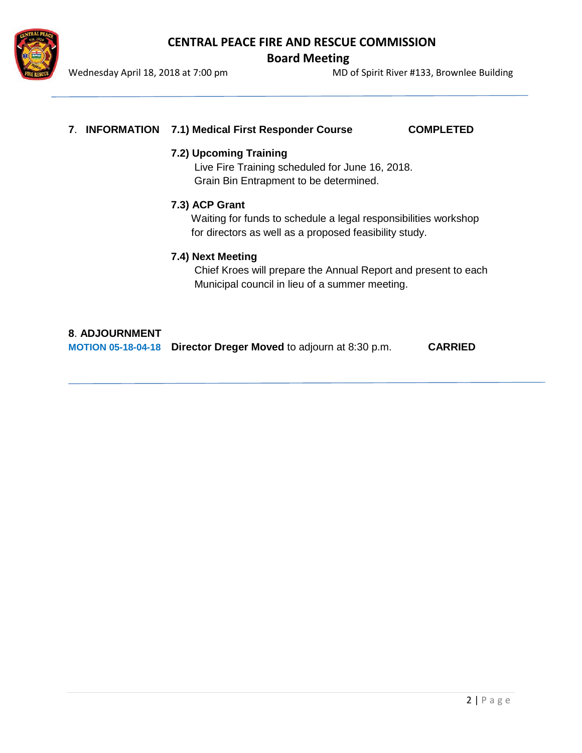# CENTRAL PEACE FIRE AND RESCUE COMMISSION

## Board Meeting

Wednesday April 18, 2018 at 7:00 pm MD of Spirit River #133, Brownlee Building

---

**7. INFORMATION** **7.1) Medical First Responder Course** **COMPLETED**

**7.2) Upcoming Training**

Live Fire Training scheduled for June 16, 2018.
Grain Bin Entrapment to be determined.

**7.3) ACP Grant**

Waiting for funds to schedule a legal responsibilities workshop for directors as well as a proposed feasibility study.

**7.4) Next Meeting**

Chief Kroes will prepare the Annual Report and present to each Municipal council in lieu of a summer meeting.

**8. ADJOURNMENT**

**MOTION 05-18-04-18** **Director Dreger Moved** to adjourn at 8:30 p.m. **CARRIED**

---